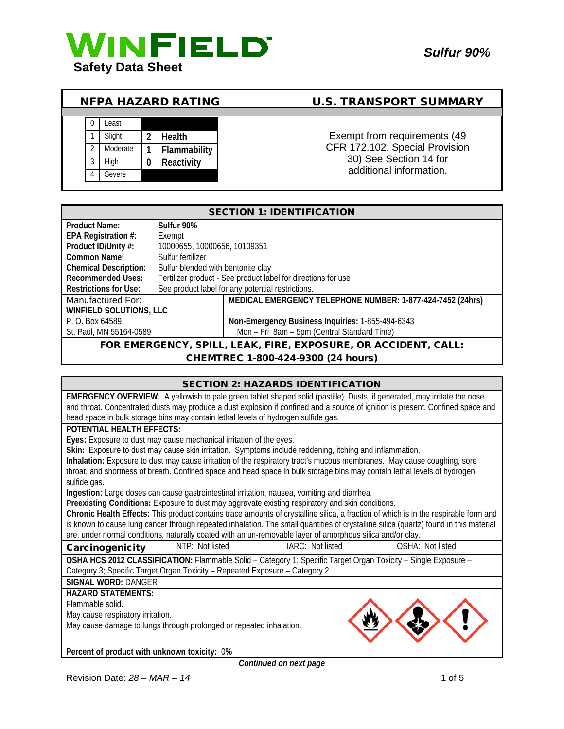# WINFIELD Safety Data Sheet

**Sulfur 90%**

## NFPA HAZARD RATING

| | | | |
|---|---|---|---|
| 0 | Least | | |
| 1 | Slight | 2 | Health |
| 2 | Moderate | 1 | Flammability |
| 3 | High | 0 | Reactivity |
| 4 | Severe | | |

## U.S. TRANSPORT SUMMARY

Exempt from requirements (49 CFR 172.102, Special Provision 30) See Section 14 for additional information.

## SECTION 1: IDENTIFICATION

**Product Name:** Sulfur 90%
**EPA Registration #:** Exempt
**Product ID/Unity #:** 10000655, 10000656, 10109351
**Common Name:** Sulfur fertilizer
**Chemical Description:** Sulfur blended with bentonite clay
**Recommended Uses:** Fertilizer product - See product label for directions for use
**Restrictions for Use:** See product label for any potential restrictions.

Manufactured For:
**WINFIELD SOLUTIONS, LLC**
P. O. Box 64589
St. Paul, MN 55164-0589

**MEDICAL EMERGENCY TELEPHONE NUMBER: 1-877-424-7452 (24hrs)**

**Non-Emergency Business Inquiries:** 1-855-494-6343
Mon – Fri 8am – 5pm (Central Standard Time)

**FOR EMERGENCY, SPILL, LEAK, FIRE, EXPOSURE, OR ACCIDENT, CALL: CHEMTREC 1-800-424-9300 (24 hours)**

## SECTION 2: HAZARDS IDENTIFICATION

**EMERGENCY OVERVIEW:** A yellowish to pale green tablet shaped solid (pastille). Dusts, if generated, may irritate the nose and throat. Concentrated dusts may produce a dust explosion if confined and a source of ignition is present. Confined space and head space in bulk storage bins may contain lethal levels of hydrogen sulfide gas.

**POTENTIAL HEALTH EFFECTS:**

**Eyes:** Exposure to dust may cause mechanical irritation of the eyes.
**Skin:** Exposure to dust may cause skin irritation. Symptoms include reddening, itching and inflammation.
**Inhalation:** Exposure to dust may cause irritation of the respiratory tract's mucous membranes. May cause coughing, sore throat, and shortness of breath. Confined space and head space in bulk storage bins may contain lethal levels of hydrogen sulfide gas.
**Ingestion:** Large doses can cause gastrointestinal irritation, nausea, vomiting and diarrhea.
**Preexisting Conditions:** Exposure to dust may aggravate existing respiratory and skin conditions.
**Chronic Health Effects:** This product contains trace amounts of crystalline silica, a fraction of which is in the respirable form and is known to cause lung cancer through repeated inhalation. The small quantities of crystalline silica (quartz) found in this material are, under normal conditions, naturally coated with an un-removable layer of amorphous silica and/or clay.

| **Carcinogenicity** | NTP: Not listed | IARC: Not listed | OSHA: Not listed |
|---|---|---|---|

**OSHA HCS 2012 CLASSIFICATION:** Flammable Solid – Category 1; Specific Target Organ Toxicity – Single Exposure – Category 3; Specific Target Organ Toxicity – Repeated Exposure – Category 2

**SIGNAL WORD:** DANGER

**HAZARD STATEMENTS:**
Flammable solid.
May cause respiratory irritation.
May cause damage to lungs through prolonged or repeated inhalation.

**Percent of product with unknown toxicity:** 0%

*Continued on next page*

Revision Date: *28 – MAR – 14*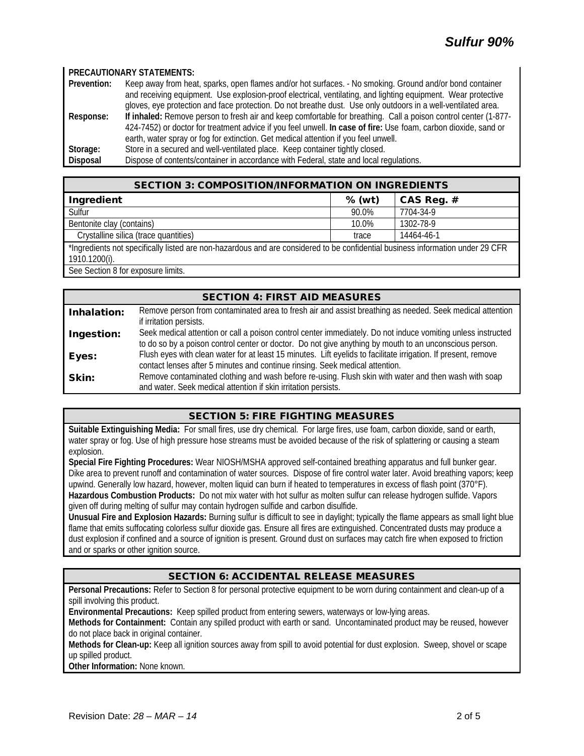**PRECAUTIONARY STATEMENTS:**

**Prevention:** Keep away from heat, sparks, open flames and/or hot surfaces. - No smoking. Ground and/or bond container and receiving equipment. Use explosion-proof electrical, ventilating, and lighting equipment. Wear protective gloves, eye protection and face protection. Do not breathe dust. Use only outdoors in a well-ventilated area.

**Response:** **If inhaled:** Remove person to fresh air and keep comfortable for breathing. Call a poison control center (1-877-424-7452) or doctor for treatment advice if you feel unwell. **In case of fire:** Use foam, carbon dioxide, sand or earth, water spray or fog for extinction. Get medical attention if you feel unwell.

**Storage:** Store in a secured and well-ventilated place. Keep container tightly closed.

**Disposal** Dispose of contents/container in accordance with Federal, state and local regulations.

## SECTION 3: COMPOSITION/INFORMATION ON INGREDIENTS

| Ingredient | % (wt) | CAS Reg. # |
|---|---|---|
| Sulfur | 90.0% | 7704-34-9 |
| Bentonite clay (contains) | 10.0% | 1302-78-9 |
| Crystalline silica (trace quantities) | trace | 14464-46-1 |

*Ingredients not specifically listed are non-hazardous and are considered to be confidential business information under 29 CFR 1910.1200(i).

See Section 8 for exposure limits.

## SECTION 4: FIRST AID MEASURES

**Inhalation:** Remove person from contaminated area to fresh air and assist breathing as needed. Seek medical attention if irritation persists.

**Ingestion:** Seek medical attention or call a poison control center immediately. Do not induce vomiting unless instructed to do so by a poison control center or doctor. Do not give anything by mouth to an unconscious person.

**Eyes:** Flush eyes with clean water for at least 15 minutes. Lift eyelids to facilitate irrigation. If present, remove contact lenses after 5 minutes and continue rinsing. Seek medical attention.

**Skin:** Remove contaminated clothing and wash before re-using. Flush skin with water and then wash with soap and water. Seek medical attention if skin irritation persists.

## SECTION 5: FIRE FIGHTING MEASURES

**Suitable Extinguishing Media:** For small fires, use dry chemical. For large fires, use foam, carbon dioxide, sand or earth, water spray or fog. Use of high pressure hose streams must be avoided because of the risk of splattering or causing a steam explosion.

**Special Fire Fighting Procedures:** Wear NIOSH/MSHA approved self-contained breathing apparatus and full bunker gear. Dike area to prevent runoff and contamination of water sources. Dispose of fire control water later. Avoid breathing vapors; keep upwind. Generally low hazard, however, molten liquid can burn if heated to temperatures in excess of flash point (370°F).

**Hazardous Combustion Products:** Do not mix water with hot sulfur as molten sulfur can release hydrogen sulfide. Vapors given off during melting of sulfur may contain hydrogen sulfide and carbon disulfide.

**Unusual Fire and Explosion Hazards:** Burning sulfur is difficult to see in daylight; typically the flame appears as small light blue flame that emits suffocating colorless sulfur dioxide gas. Ensure all fires are extinguished. Concentrated dusts may produce a dust explosion if confined and a source of ignition is present. Ground dust on surfaces may catch fire when exposed to friction and or sparks or other ignition source.

## SECTION 6: ACCIDENTAL RELEASE MEASURES

**Personal Precautions:** Refer to Section 8 for personal protective equipment to be worn during containment and clean-up of a spill involving this product.

**Environmental Precautions:** Keep spilled product from entering sewers, waterways or low-lying areas.

**Methods for Containment:** Contain any spilled product with earth or sand. Uncontaminated product may be reused, however do not place back in original container.

**Methods for Clean-up:** Keep all ignition sources away from spill to avoid potential for dust explosion. Sweep, shovel or scape up spilled product.

**Other Information:** None known.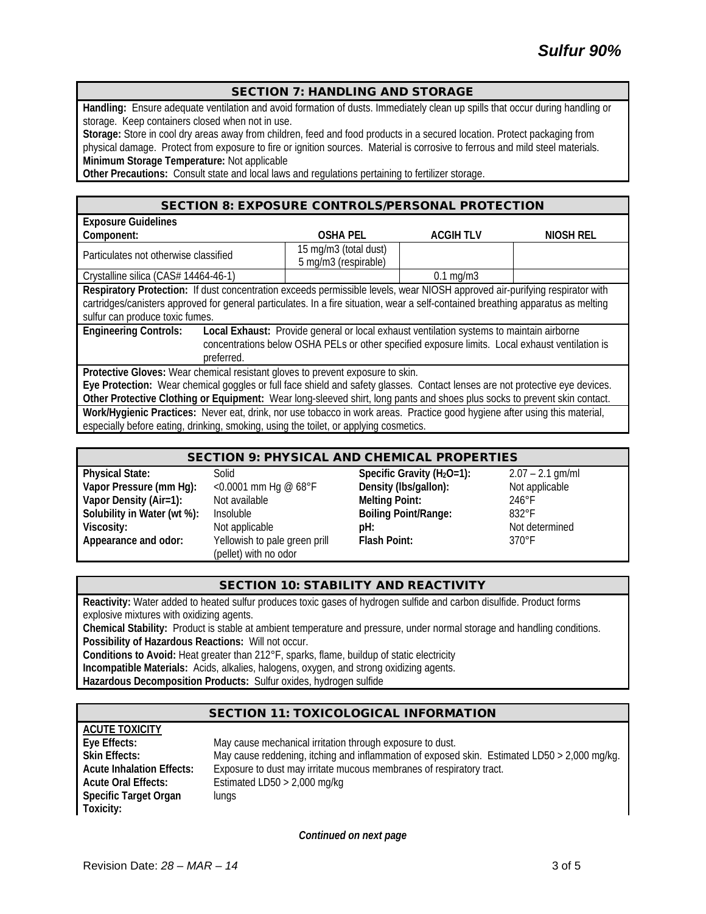## SECTION 7: HANDLING AND STORAGE

**Handling:** Ensure adequate ventilation and avoid formation of dusts. Immediately clean up spills that occur during handling or storage. Keep containers closed when not in use.

**Storage:** Store in cool dry areas away from children, feed and food products in a secured location. Protect packaging from physical damage. Protect from exposure to fire or ignition sources. Material is corrosive to ferrous and mild steel materials.

**Minimum Storage Temperature:** Not applicable

**Other Precautions:** Consult state and local laws and regulations pertaining to fertilizer storage.

## SECTION 8: EXPOSURE CONTROLS/PERSONAL PROTECTION

**Exposure Guidelines**

| Component: | OSHA PEL | ACGIH TLV | NIOSH REL |
|---|---|---|---|
| Particulates not otherwise classified | 15 mg/m3 (total dust) 5 mg/m3 (respirable) | | |
| Crystalline silica (CAS# 14464-46-1) | | 0.1 mg/m3 | |

**Respiratory Protection:** If dust concentration exceeds permissible levels, wear NIOSH approved air-purifying respirator with cartridges/canisters approved for general particulates. In a fire situation, wear a self-contained breathing apparatus as melting sulfur can produce toxic fumes.

**Engineering Controls:** **Local Exhaust:** Provide general or local exhaust ventilation systems to maintain airborne concentrations below OSHA PELs or other specified exposure limits. Local exhaust ventilation is preferred.

**Protective Gloves:** Wear chemical resistant gloves to prevent exposure to skin.

**Eye Protection:** Wear chemical goggles or full face shield and safety glasses. Contact lenses are not protective eye devices.

**Other Protective Clothing or Equipment:** Wear long-sleeved shirt, long pants and shoes plus socks to prevent skin contact.

**Work/Hygienic Practices:** Never eat, drink, nor use tobacco in work areas. Practice good hygiene after using this material, especially before eating, drinking, smoking, using the toilet, or applying cosmetics.

## SECTION 9: PHYSICAL AND CHEMICAL PROPERTIES

| | | | |
|---|---|---|---|
| **Physical State:** | Solid | **Specific Gravity ($H_2O$=1):** | 2.07 – 2.1 gm/ml |
| **Vapor Pressure (mm Hg):** | <0.0001 mm Hg @ 68°F | **Density (lbs/gallon):** | Not applicable |
| **Vapor Density (Air=1):** | Not available | **Melting Point:** | 246°F |
| **Solubility in Water (wt %):** | Insoluble | **Boiling Point/Range:** | 832°F |
| **Viscosity:** | Not applicable | **pH:** | Not determined |
| **Appearance and odor:** | Yellowish to pale green prill (pellet) with no odor | **Flash Point:** | 370°F |

## SECTION 10: STABILITY AND REACTIVITY

**Reactivity:** Water added to heated sulfur produces toxic gases of hydrogen sulfide and carbon disulfide. Product forms explosive mixtures with oxidizing agents.

**Chemical Stability:** Product is stable at ambient temperature and pressure, under normal storage and handling conditions.

**Possibility of Hazardous Reactions:** Will not occur.

**Conditions to Avoid:** Heat greater than 212°F, sparks, flame, buildup of static electricity

**Incompatible Materials:** Acids, alkalies, halogens, oxygen, and strong oxidizing agents.

**Hazardous Decomposition Products:** Sulfur oxides, hydrogen sulfide

## SECTION 11: TOXICOLOGICAL INFORMATION

**ACUTE TOXICITY**

**Eye Effects:** May cause mechanical irritation through exposure to dust.

**Skin Effects:** May cause reddening, itching and inflammation of exposed skin. Estimated LD50 > 2,000 mg/kg.

**Acute Inhalation Effects:** Exposure to dust may irritate mucous membranes of respiratory tract.

**Acute Oral Effects:** Estimated LD50 > 2,000 mg/kg

**Specific Target Organ Toxicity:** lungs

*Continued on next page*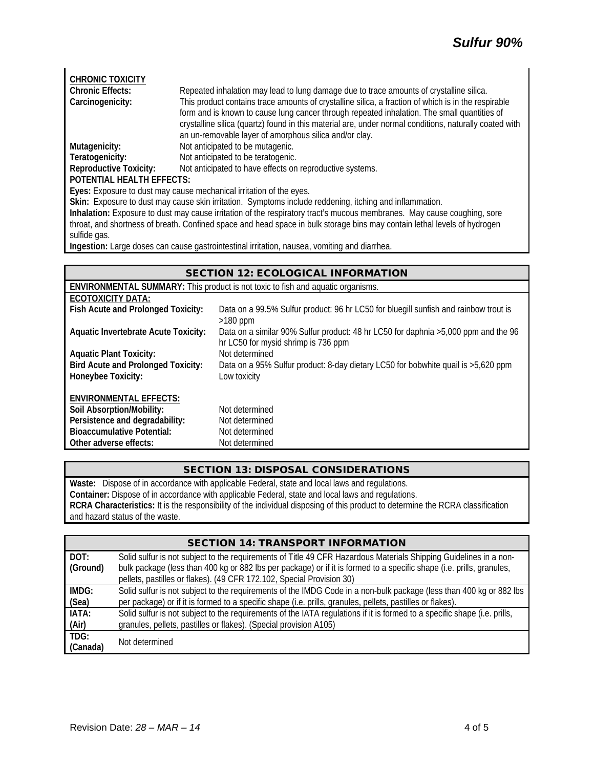**CHRONIC TOXICITY**

| | |
|---|---|
| **Chronic Effects:** | Repeated inhalation may lead to lung damage due to trace amounts of crystalline silica. |
| **Carcinogenicity:** | This product contains trace amounts of crystalline silica, a fraction of which is in the respirable form and is known to cause lung cancer through repeated inhalation. The small quantities of crystalline silica (quartz) found in this material are, under normal conditions, naturally coated with an un-removable layer of amorphous silica and/or clay. |
| **Mutagenicity:** | Not anticipated to be mutagenic. |
| **Teratogenicity:** | Not anticipated to be teratogenic. |
| **Reproductive Toxicity:** | Not anticipated to have effects on reproductive systems. |

**POTENTIAL HEALTH EFFECTS:**

**Eyes:** Exposure to dust may cause mechanical irritation of the eyes.

**Skin:** Exposure to dust may cause skin irritation. Symptoms include reddening, itching and inflammation.

**Inhalation:** Exposure to dust may cause irritation of the respiratory tract's mucous membranes. May cause coughing, sore throat, and shortness of breath. Confined space and head space in bulk storage bins may contain lethal levels of hydrogen sulfide gas.

**Ingestion:** Large doses can cause gastrointestinal irritation, nausea, vomiting and diarrhea.

## SECTION 12: ECOLOGICAL INFORMATION

**ENVIRONMENTAL SUMMARY:** This product is not toxic to fish and aquatic organisms.

**ECOTOXICITY DATA:**

| | |
|---|---|
| **Fish Acute and Prolonged Toxicity:** | Data on a 99.5% Sulfur product: 96 hr LC50 for bluegill sunfish and rainbow trout is >180 ppm |
| **Aquatic Invertebrate Acute Toxicity:** | Data on a similar 90% Sulfur product: 48 hr LC50 for daphnia >5,000 ppm and the 96 hr LC50 for mysid shrimp is 736 ppm |
| **Aquatic Plant Toxicity:** | Not determined |
| **Bird Acute and Prolonged Toxicity:** | Data on a 95% Sulfur product: 8-day dietary LC50 for bobwhite quail is >5,620 ppm |
| **Honeybee Toxicity:** | Low toxicity |

**ENVIRONMENTAL EFFECTS:**

| | |
|---|---|
| **Soil Absorption/Mobility:** | Not determined |
| **Persistence and degradability:** | Not determined |
| **Bioaccumulative Potential:** | Not determined |
| **Other adverse effects:** | Not determined |

## SECTION 13: DISPOSAL CONSIDERATIONS

**Waste:** Dispose of in accordance with applicable Federal, state and local laws and regulations.

**Container:** Dispose of in accordance with applicable Federal, state and local laws and regulations.

**RCRA Characteristics:** It is the responsibility of the individual disposing of this product to determine the RCRA classification and hazard status of the waste.

## SECTION 14: TRANSPORT INFORMATION

| | |
|---|---|
| **DOT: (Ground)** | Solid sulfur is not subject to the requirements of Title 49 CFR Hazardous Materials Shipping Guidelines in a non-bulk package (less than 400 kg or 882 lbs per package) or if it is formed to a specific shape (i.e. prills, granules, pellets, pastilles or flakes). (49 CFR 172.102, Special Provision 30) |
| **IMDG: (Sea)** | Solid sulfur is not subject to the requirements of the IMDG Code in a non-bulk package (less than 400 kg or 882 lbs per package) or if it is formed to a specific shape (i.e. prills, granules, pellets, pastilles or flakes). |
| **IATA: (Air)** | Solid sulfur is not subject to the requirements of the IATA regulations if it is formed to a specific shape (i.e. prills, granules, pellets, pastilles or flakes). (Special provision A105) |
| **TDG: (Canada)** | Not determined |

Revision Date: *28 – MAR – 14*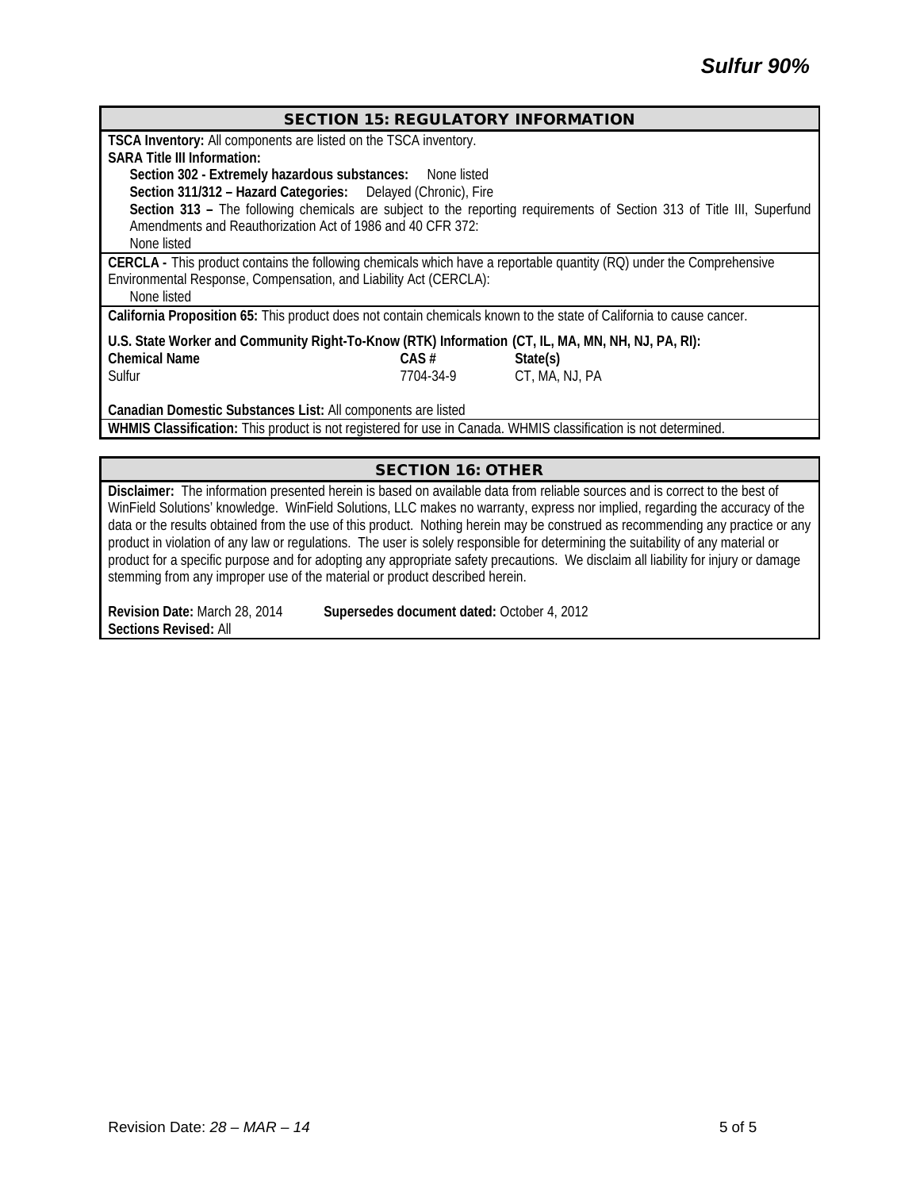## SECTION 15: REGULATORY INFORMATION

**TSCA Inventory:** All components are listed on the TSCA inventory.

**SARA Title III Information:**

**Section 302 - Extremely hazardous substances:** None listed

**Section 311/312 – Hazard Categories:** Delayed (Chronic), Fire

**Section 313 –** The following chemicals are subject to the reporting requirements of Section 313 of Title III, Superfund Amendments and Reauthorization Act of 1986 and 40 CFR 372:
None listed

**CERCLA -** This product contains the following chemicals which have a reportable quantity (RQ) under the Comprehensive Environmental Response, Compensation, and Liability Act (CERCLA):
None listed

**California Proposition 65:** This product does not contain chemicals known to the state of California to cause cancer.

**U.S. State Worker and Community Right-To-Know (RTK) Information (CT, IL, MA, MN, NH, NJ, PA, RI):**

| Chemical Name | CAS # | State(s) |
| --- | --- | --- |
| Sulfur | 7704-34-9 | CT, MA, NJ, PA |

**Canadian Domestic Substances List:** All components are listed

**WHMIS Classification:** This product is not registered for use in Canada. WHMIS classification is not determined.

## SECTION 16: OTHER

**Disclaimer:** The information presented herein is based on available data from reliable sources and is correct to the best of WinField Solutions' knowledge. WinField Solutions, LLC makes no warranty, express nor implied, regarding the accuracy of the data or the results obtained from the use of this product. Nothing herein may be construed as recommending any practice or any product in violation of any law or regulations. The user is solely responsible for determining the suitability of any material or product for a specific purpose and for adopting any appropriate safety precautions. We disclaim all liability for injury or damage stemming from any improper use of the material or product described herein.

**Revision Date:** March 28, 2014 **Supersedes document dated:** October 4, 2012
**Sections Revised:** All